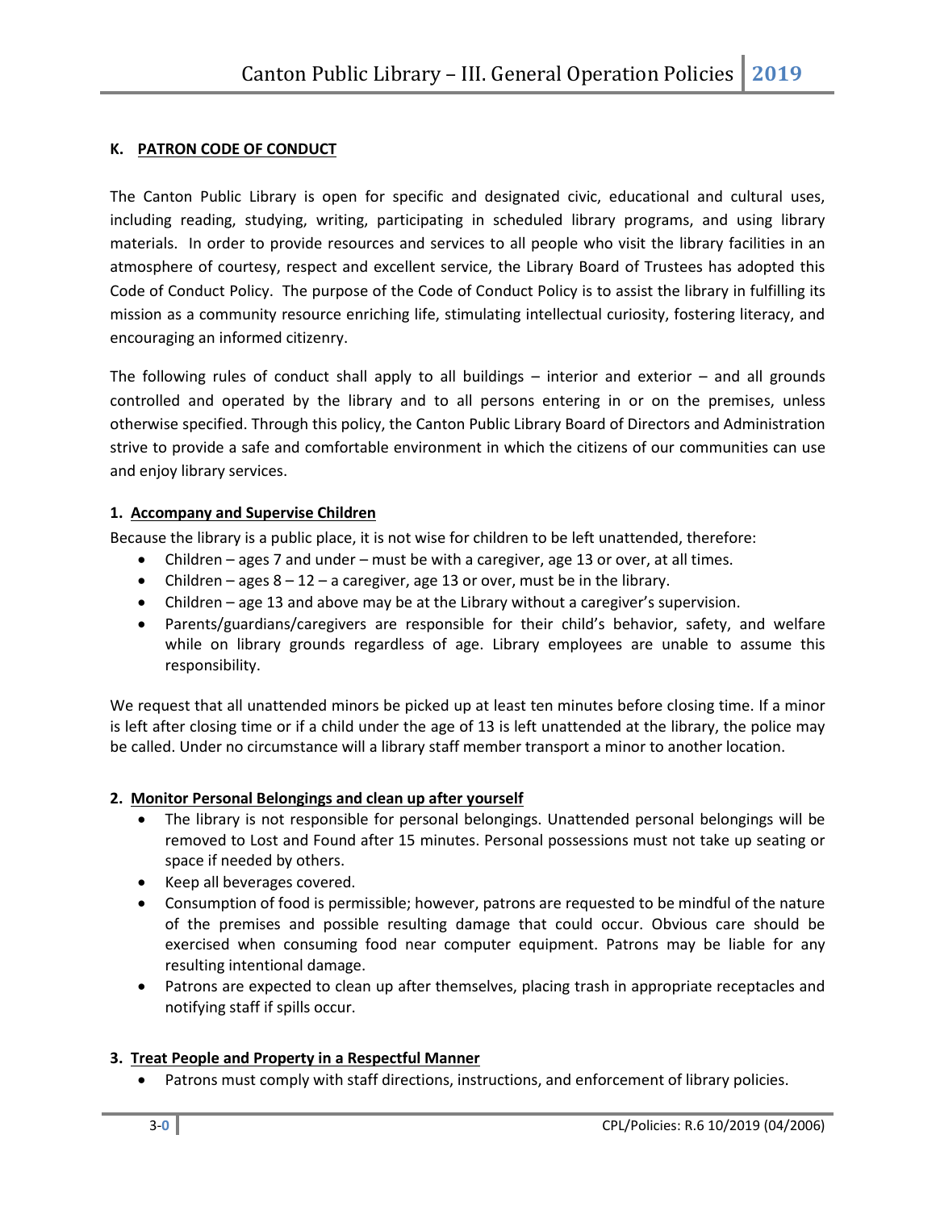## K. PATRON CODE OF CONDUCT

The Canton Public Library is open for specific and designated civic, educational and cultural uses, including reading, studying, writing, participating in scheduled library programs, and using library materials. In order to provide resources and services to all people who visit the library facilities in an atmosphere of courtesy, respect and excellent service, the Library Board of Trustees has adopted this Code of Conduct Policy. The purpose of the Code of Conduct Policy is to assist the library in fulfilling its mission as a community resource enriching life, stimulating intellectual curiosity, fostering literacy, and encouraging an informed citizenry.

The following rules of conduct shall apply to all buildings – interior and exterior – and all grounds controlled and operated by the library and to all persons entering in or on the premises, unless otherwise specified. Through this policy, the Canton Public Library Board of Directors and Administration strive to provide a safe and comfortable environment in which the citizens of our communities can use and enjoy library services.

### 1. Accompany and Supervise Children

Because the library is a public place, it is not wise for children to be left unattended, therefore:

- Children – ages 7 and under – must be with a caregiver, age 13 or over, at all times.
- Children – ages 8 – 12 – a caregiver, age 13 or over, must be in the library.
- Children – age 13 and above may be at the Library without a caregiver's supervision.
- Parents/guardians/caregivers are responsible for their child's behavior, safety, and welfare while on library grounds regardless of age. Library employees are unable to assume this responsibility.

We request that all unattended minors be picked up at least ten minutes before closing time. If a minor is left after closing time or if a child under the age of 13 is left unattended at the library, the police may be called. Under no circumstance will a library staff member transport a minor to another location.

### 2. Monitor Personal Belongings and clean up after yourself

- The library is not responsible for personal belongings. Unattended personal belongings will be removed to Lost and Found after 15 minutes. Personal possessions must not take up seating or space if needed by others.
- Keep all beverages covered.
- Consumption of food is permissible; however, patrons are requested to be mindful of the nature of the premises and possible resulting damage that could occur. Obvious care should be exercised when consuming food near computer equipment. Patrons may be liable for any resulting intentional damage.
- Patrons are expected to clean up after themselves, placing trash in appropriate receptacles and notifying staff if spills occur.

### 3. Treat People and Property in a Respectful Manner

- Patrons must comply with staff directions, instructions, and enforcement of library policies.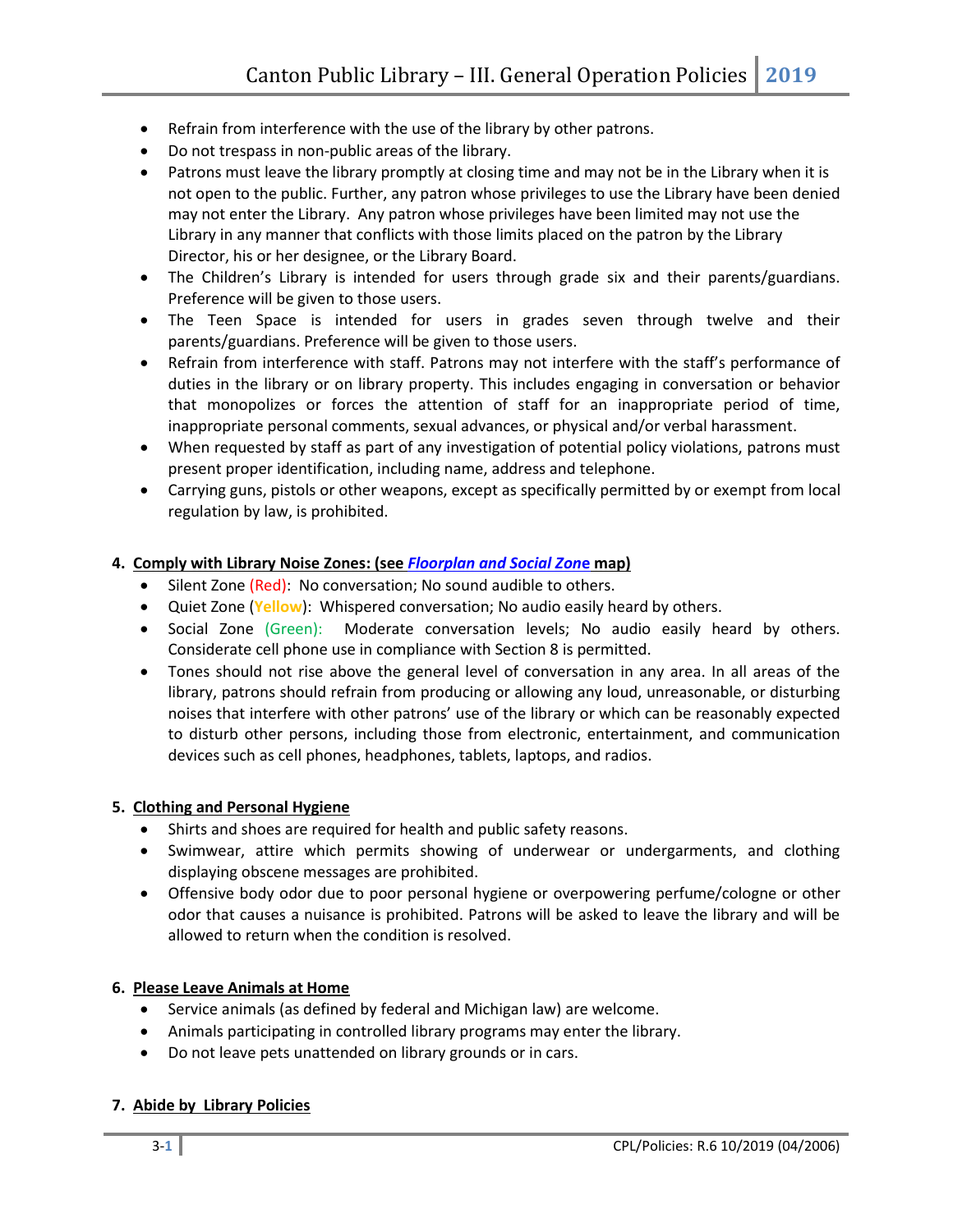- Refrain from interference with the use of the library by other patrons.
- Do not trespass in non-public areas of the library.
- Patrons must leave the library promptly at closing time and may not be in the Library when it is not open to the public. Further, any patron whose privileges to use the Library have been denied may not enter the Library. Any patron whose privileges have been limited may not use the Library in any manner that conflicts with those limits placed on the patron by the Library Director, his or her designee, or the Library Board.
- The Children's Library is intended for users through grade six and their parents/guardians. Preference will be given to those users.
- The Teen Space is intended for users in grades seven through twelve and their parents/guardians. Preference will be given to those users.
- Refrain from interference with staff. Patrons may not interfere with the staff's performance of duties in the library or on library property. This includes engaging in conversation or behavior that monopolizes or forces the attention of staff for an inappropriate period of time, inappropriate personal comments, sexual advances, or physical and/or verbal harassment.
- When requested by staff as part of any investigation of potential policy violations, patrons must present proper identification, including name, address and telephone.
- Carrying guns, pistols or other weapons, except as specifically permitted by or exempt from local regulation by law, is prohibited.

**4. <u>Comply with Library Noise Zones: (see *Floorplan and Social Zone* map)</u>**

- Silent Zone (Red): No conversation; No sound audible to others.
- Quiet Zone (**Yellow**): Whispered conversation; No audio easily heard by others.
- Social Zone (Green): Moderate conversation levels; No audio easily heard by others. Considerate cell phone use in compliance with Section 8 is permitted.
- Tones should not rise above the general level of conversation in any area. In all areas of the library, patrons should refrain from producing or allowing any loud, unreasonable, or disturbing noises that interfere with other patrons' use of the library or which can be reasonably expected to disturb other persons, including those from electronic, entertainment, and communication devices such as cell phones, headphones, tablets, laptops, and radios.

**5. <u>Clothing and Personal Hygiene</u>**

- Shirts and shoes are required for health and public safety reasons.
- Swimwear, attire which permits showing of underwear or undergarments, and clothing displaying obscene messages are prohibited.
- Offensive body odor due to poor personal hygiene or overpowering perfume/cologne or other odor that causes a nuisance is prohibited. Patrons will be asked to leave the library and will be allowed to return when the condition is resolved.

**6. <u>Please Leave Animals at Home</u>**

- Service animals (as defined by federal and Michigan law) are welcome.
- Animals participating in controlled library programs may enter the library.
- Do not leave pets unattended on library grounds or in cars.

**7. <u>Abide by Library Policies</u>**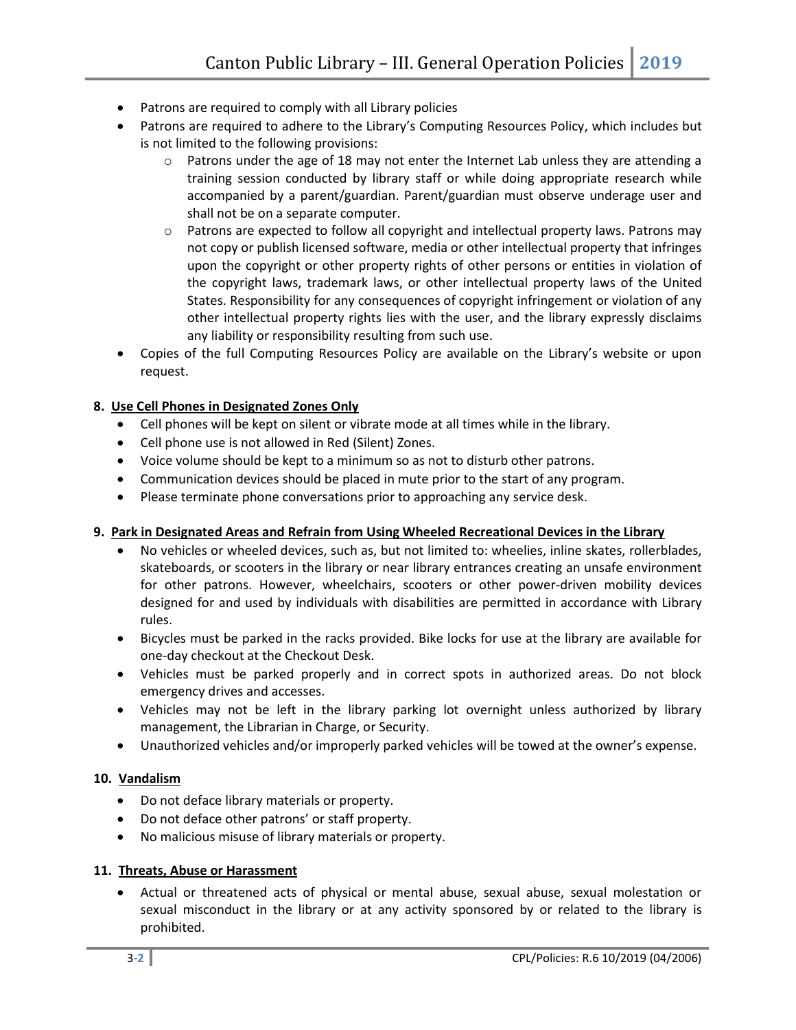- Patrons are required to comply with all Library policies
- Patrons are required to adhere to the Library's Computing Resources Policy, which includes but is not limited to the following provisions:
  - Patrons under the age of 18 may not enter the Internet Lab unless they are attending a training session conducted by library staff or while doing appropriate research while accompanied by a parent/guardian. Parent/guardian must observe underage user and shall not be on a separate computer.
  - Patrons are expected to follow all copyright and intellectual property laws. Patrons may not copy or publish licensed software, media or other intellectual property that infringes upon the copyright or other property rights of other persons or entities in violation of the copyright laws, trademark laws, or other intellectual property laws of the United States. Responsibility for any consequences of copyright infringement or violation of any other intellectual property rights lies with the user, and the library expressly disclaims any liability or responsibility resulting from such use.
- Copies of the full Computing Resources Policy are available on the Library's website or upon request.

**8. Use Cell Phones in Designated Zones Only**

- Cell phones will be kept on silent or vibrate mode at all times while in the library.
- Cell phone use is not allowed in Red (Silent) Zones.
- Voice volume should be kept to a minimum so as not to disturb other patrons.
- Communication devices should be placed in mute prior to the start of any program.
- Please terminate phone conversations prior to approaching any service desk.

**9. Park in Designated Areas and Refrain from Using Wheeled Recreational Devices in the Library**

- No vehicles or wheeled devices, such as, but not limited to: wheelies, inline skates, rollerblades, skateboards, or scooters in the library or near library entrances creating an unsafe environment for other patrons. However, wheelchairs, scooters or other power-driven mobility devices designed for and used by individuals with disabilities are permitted in accordance with Library rules.
- Bicycles must be parked in the racks provided. Bike locks for use at the library are available for one-day checkout at the Checkout Desk.
- Vehicles must be parked properly and in correct spots in authorized areas. Do not block emergency drives and accesses.
- Vehicles may not be left in the library parking lot overnight unless authorized by library management, the Librarian in Charge, or Security.
- Unauthorized vehicles and/or improperly parked vehicles will be towed at the owner's expense.

**10. Vandalism**

- Do not deface library materials or property.
- Do not deface other patrons' or staff property.
- No malicious misuse of library materials or property.

**11. Threats, Abuse or Harassment**

- Actual or threatened acts of physical or mental abuse, sexual abuse, sexual molestation or sexual misconduct in the library or at any activity sponsored by or related to the library is prohibited.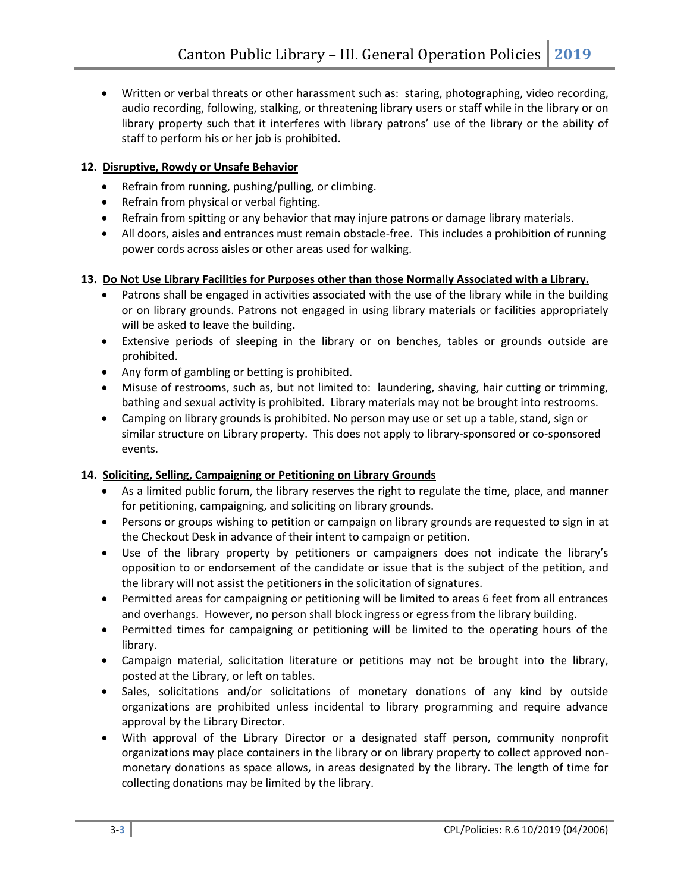- Written or verbal threats or other harassment such as: staring, photographing, video recording, audio recording, following, stalking, or threatening library users or staff while in the library or on library property such that it interferes with library patrons' use of the library or the ability of staff to perform his or her job is prohibited.

12. **Disruptive, Rowdy or Unsafe Behavior**
    - Refrain from running, pushing/pulling, or climbing.
    - Refrain from physical or verbal fighting.
    - Refrain from spitting or any behavior that may injure patrons or damage library materials.
    - All doors, aisles and entrances must remain obstacle-free. This includes a prohibition of running power cords across aisles or other areas used for walking.

13. **Do Not Use Library Facilities for Purposes other than those Normally Associated with a Library.**
    - Patrons shall be engaged in activities associated with the use of the library while in the building or on library grounds. Patrons not engaged in using library materials or facilities appropriately will be asked to leave the building**.**
    - Extensive periods of sleeping in the library or on benches, tables or grounds outside are prohibited.
    - Any form of gambling or betting is prohibited.
    - Misuse of restrooms, such as, but not limited to: laundering, shaving, hair cutting or trimming, bathing and sexual activity is prohibited. Library materials may not be brought into restrooms.
    - Camping on library grounds is prohibited. No person may use or set up a table, stand, sign or similar structure on Library property. This does not apply to library-sponsored or co-sponsored events.

14. **Soliciting, Selling, Campaigning or Petitioning on Library Grounds**
    - As a limited public forum, the library reserves the right to regulate the time, place, and manner for petitioning, campaigning, and soliciting on library grounds.
    - Persons or groups wishing to petition or campaign on library grounds are requested to sign in at the Checkout Desk in advance of their intent to campaign or petition.
    - Use of the library property by petitioners or campaigners does not indicate the library's opposition to or endorsement of the candidate or issue that is the subject of the petition, and the library will not assist the petitioners in the solicitation of signatures.
    - Permitted areas for campaigning or petitioning will be limited to areas 6 feet from all entrances and overhangs. However, no person shall block ingress or egress from the library building.
    - Permitted times for campaigning or petitioning will be limited to the operating hours of the library.
    - Campaign material, solicitation literature or petitions may not be brought into the library, posted at the Library, or left on tables.
    - Sales, solicitations and/or solicitations of monetary donations of any kind by outside organizations are prohibited unless incidental to library programming and require advance approval by the Library Director.
    - With approval of the Library Director or a designated staff person, community nonprofit organizations may place containers in the library or on library property to collect approved non-monetary donations as space allows, in areas designated by the library. The length of time for collecting donations may be limited by the library.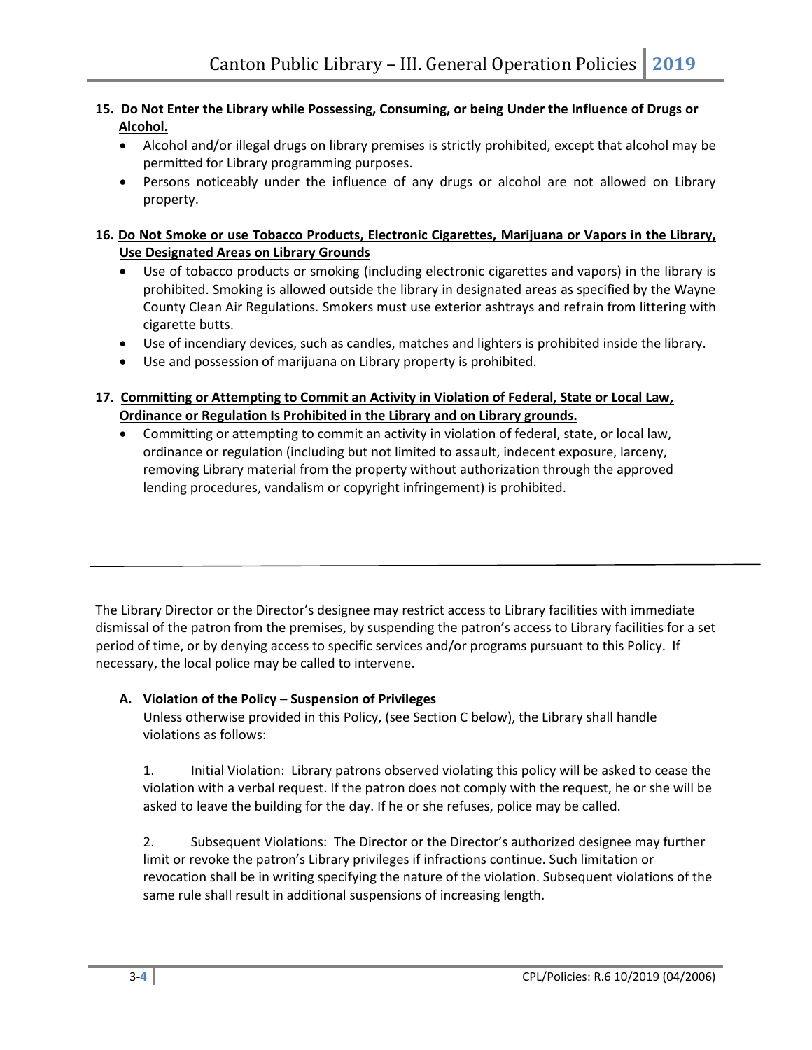15. **Do Not Enter the Library while Possessing, Consuming, or being Under the Influence of Drugs or Alcohol.**
    - Alcohol and/or illegal drugs on library premises is strictly prohibited, except that alcohol may be permitted for Library programming purposes.
    - Persons noticeably under the influence of any drugs or alcohol are not allowed on Library property.

16. **Do Not Smoke or use Tobacco Products, Electronic Cigarettes, Marijuana or Vapors in the Library, Use Designated Areas on Library Grounds**
    - Use of tobacco products or smoking (including electronic cigarettes and vapors) in the library is prohibited. Smoking is allowed outside the library in designated areas as specified by the Wayne County Clean Air Regulations. Smokers must use exterior ashtrays and refrain from littering with cigarette butts.
    - Use of incendiary devices, such as candles, matches and lighters is prohibited inside the library.
    - Use and possession of marijuana on Library property is prohibited.

17. **Committing or Attempting to Commit an Activity in Violation of Federal, State or Local Law, Ordinance or Regulation Is Prohibited in the Library and on Library grounds.**
    - Committing or attempting to commit an activity in violation of federal, state, or local law, ordinance or regulation (including but not limited to assault, indecent exposure, larceny, removing Library material from the property without authorization through the approved lending procedures, vandalism or copyright infringement) is prohibited.

---

The Library Director or the Director's designee may restrict access to Library facilities with immediate dismissal of the patron from the premises, by suspending the patron's access to Library facilities for a set period of time, or by denying access to specific services and/or programs pursuant to this Policy. If necessary, the local police may be called to intervene.

### A. Violation of the Policy – Suspension of Privileges

Unless otherwise provided in this Policy, (see Section C below), the Library shall handle violations as follows:

1. Initial Violation: Library patrons observed violating this policy will be asked to cease the violation with a verbal request. If the patron does not comply with the request, he or she will be asked to leave the building for the day. If he or she refuses, police may be called.

2. Subsequent Violations: The Director or the Director's authorized designee may further limit or revoke the patron's Library privileges if infractions continue. Such limitation or revocation shall be in writing specifying the nature of the violation. Subsequent violations of the same rule shall result in additional suspensions of increasing length.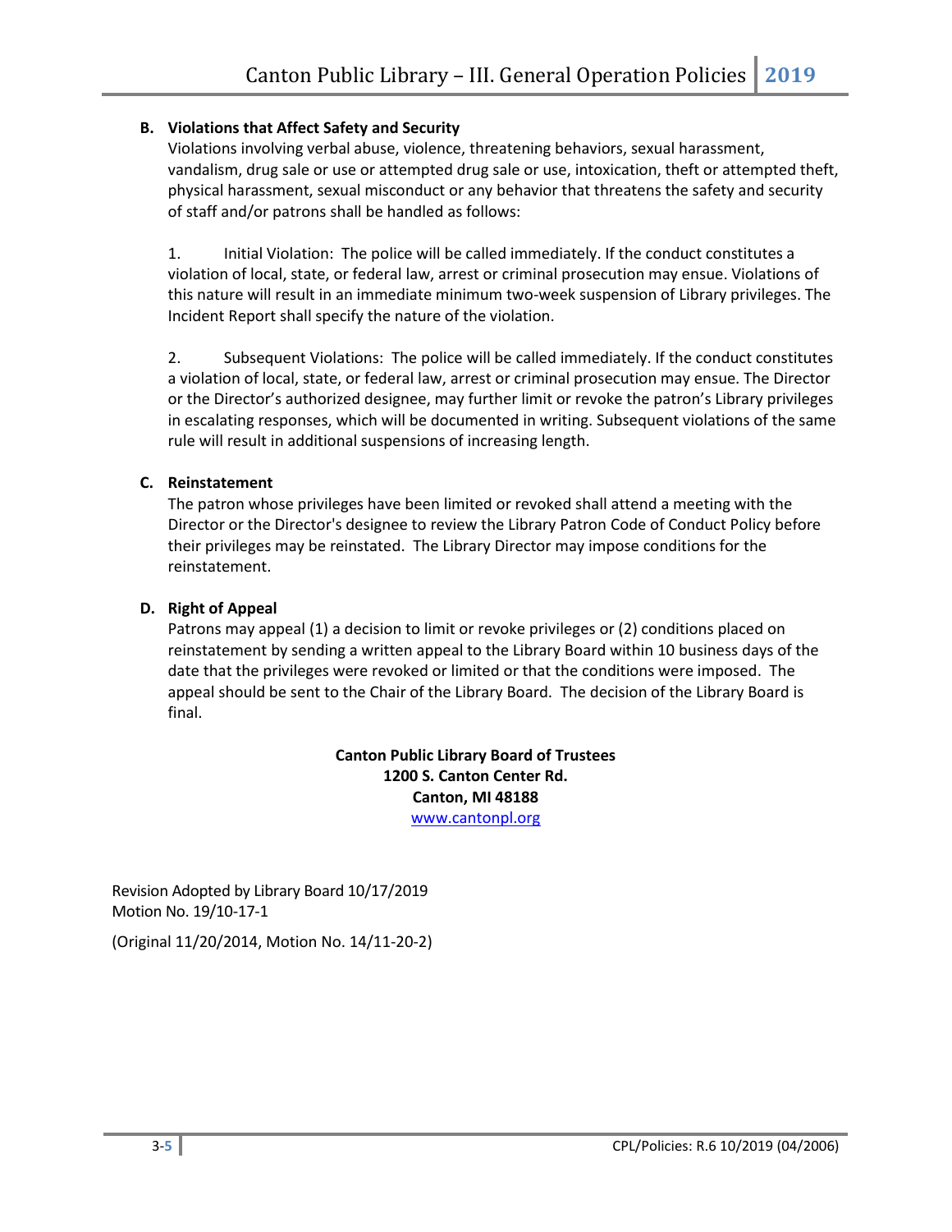**B. Violations that Affect Safety and Security**

Violations involving verbal abuse, violence, threatening behaviors, sexual harassment, vandalism, drug sale or use or attempted drug sale or use, intoxication, theft or attempted theft, physical harassment, sexual misconduct or any behavior that threatens the safety and security of staff and/or patrons shall be handled as follows:

1. Initial Violation: The police will be called immediately. If the conduct constitutes a violation of local, state, or federal law, arrest or criminal prosecution may ensue. Violations of this nature will result in an immediate minimum two-week suspension of Library privileges. The Incident Report shall specify the nature of the violation.

2. Subsequent Violations: The police will be called immediately. If the conduct constitutes a violation of local, state, or federal law, arrest or criminal prosecution may ensue. The Director or the Director's authorized designee, may further limit or revoke the patron's Library privileges in escalating responses, which will be documented in writing. Subsequent violations of the same rule will result in additional suspensions of increasing length.

**C. Reinstatement**

The patron whose privileges have been limited or revoked shall attend a meeting with the Director or the Director's designee to review the Library Patron Code of Conduct Policy before their privileges may be reinstated. The Library Director may impose conditions for the reinstatement.

**D. Right of Appeal**

Patrons may appeal (1) a decision to limit or revoke privileges or (2) conditions placed on reinstatement by sending a written appeal to the Library Board within 10 business days of the date that the privileges were revoked or limited or that the conditions were imposed. The appeal should be sent to the Chair of the Library Board. The decision of the Library Board is final.

**Canton Public Library Board of Trustees**
**1200 S. Canton Center Rd.**
**Canton, MI 48188**
www.cantonpl.org

Revision Adopted by Library Board 10/17/2019
Motion No. 19/10-17-1

(Original 11/20/2014, Motion No. 14/11-20-2)